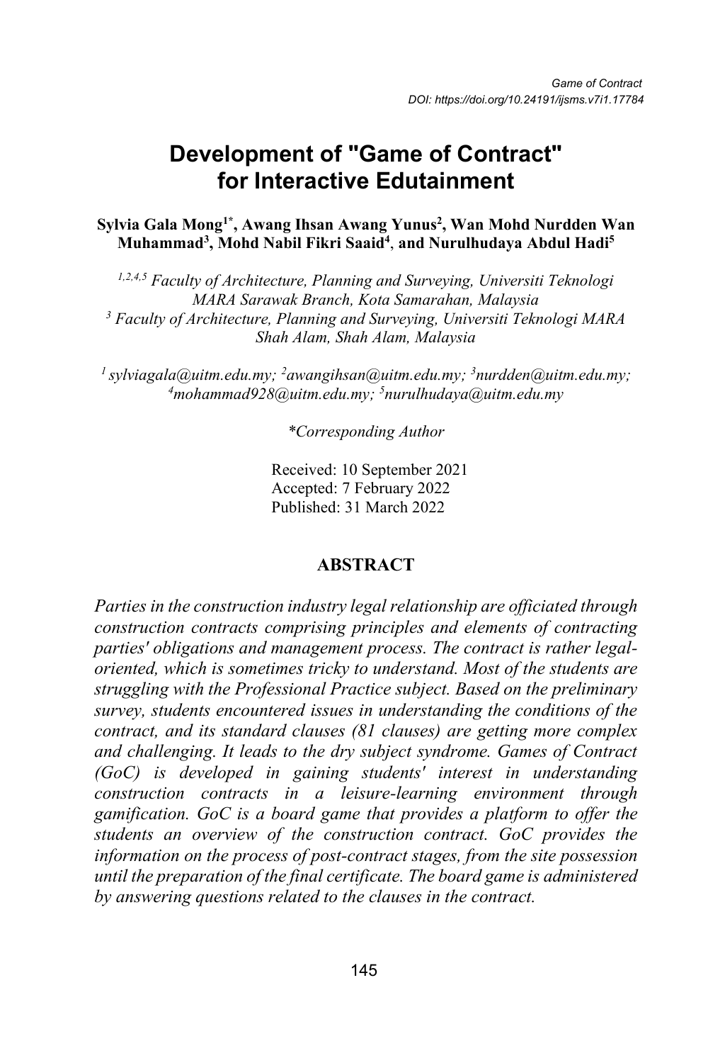# Development of "Game of Contract" for Interactive Edutainment

**Sylvia Gala Mong[1*], Awang Ihsan Awang Yunus[2], Wan Mohd Nurdden Wan Muhammad[3], Mohd Nabil Fikri Saaid[4], and Nurulhudaya Abdul Hadi[5]**

*[1,2,4,5] Faculty of Architecture, Planning and Surveying, Universiti Teknologi MARA Sarawak Branch, Kota Samarahan, Malaysia*
*[3] Faculty of Architecture, Planning and Surveying, Universiti Teknologi MARA Shah Alam, Shah Alam, Malaysia*

*[1] sylviagala@uitm.edu.my; [2]awangihsan@uitm.edu.my; [3]nurdden@uitm.edu.my; [4]mohammad928@uitm.edu.my; [5]nurulhudaya@uitm.edu.my*

*\*Corresponding Author*

Received: 10 September 2021
Accepted: 7 February 2022
Published: 31 March 2022

## ABSTRACT

*Parties in the construction industry legal relationship are officiated through construction contracts comprising principles and elements of contracting parties' obligations and management process. The contract is rather legal-oriented, which is sometimes tricky to understand. Most of the students are struggling with the Professional Practice subject. Based on the preliminary survey, students encountered issues in understanding the conditions of the contract, and its standard clauses (81 clauses) are getting more complex and challenging. It leads to the dry subject syndrome. Games of Contract (GoC) is developed in gaining students' interest in understanding construction contracts in a leisure-learning environment through gamification. GoC is a board game that provides a platform to offer the students an overview of the construction contract. GoC provides the information on the process of post-contract stages, from the site possession until the preparation of the final certificate. The board game is administered by answering questions related to the clauses in the contract.*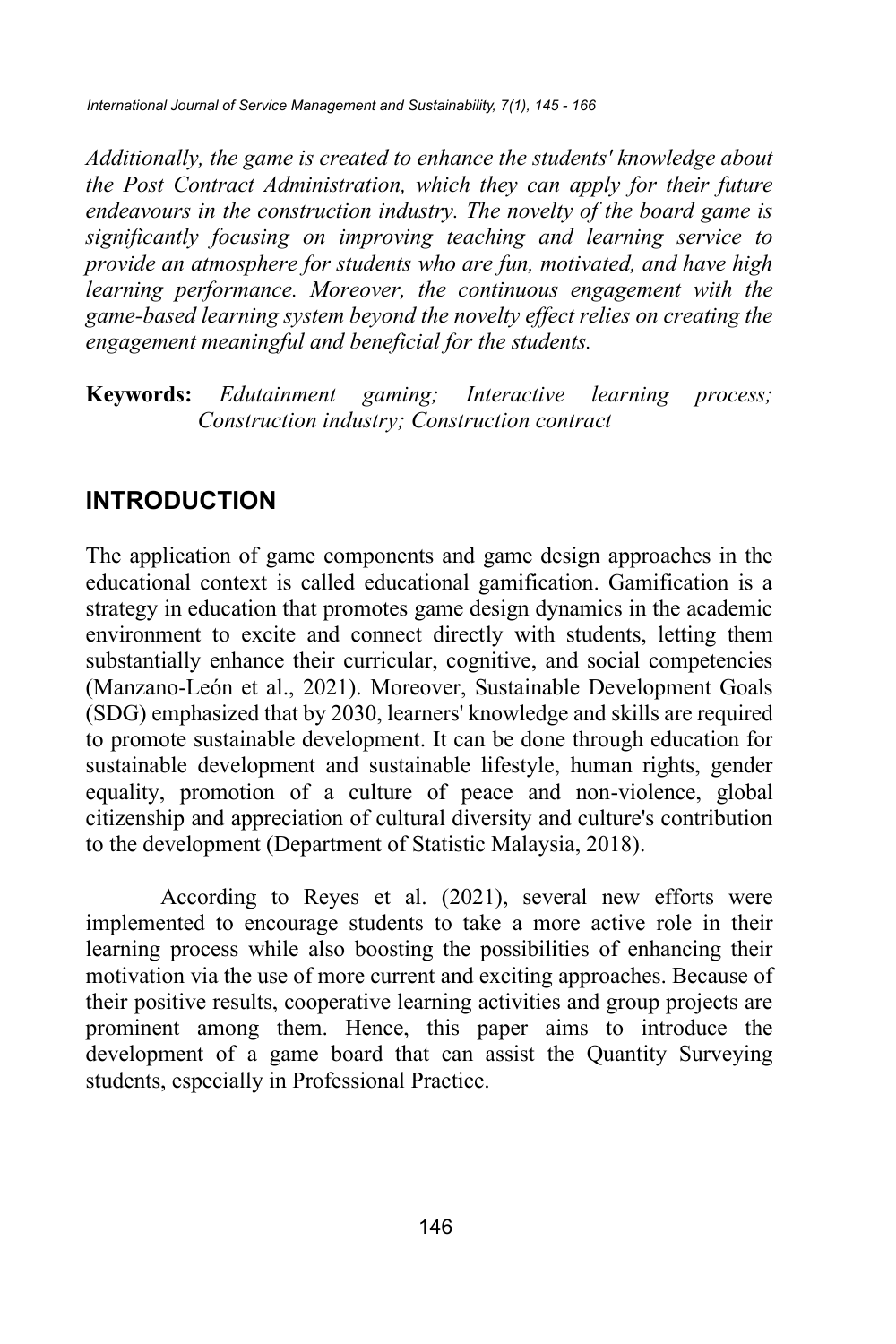*Additionally, the game is created to enhance the students' knowledge about the Post Contract Administration, which they can apply for their future endeavours in the construction industry. The novelty of the board game is significantly focusing on improving teaching and learning service to provide an atmosphere for students who are fun, motivated, and have high learning performance. Moreover, the continuous engagement with the game-based learning system beyond the novelty effect relies on creating the engagement meaningful and beneficial for the students.*

**Keywords:** *Edutainment gaming; Interactive learning process; Construction industry; Construction contract*

## INTRODUCTION

The application of game components and game design approaches in the educational context is called educational gamification. Gamification is a strategy in education that promotes game design dynamics in the academic environment to excite and connect directly with students, letting them substantially enhance their curricular, cognitive, and social competencies (Manzano-León et al., 2021). Moreover, Sustainable Development Goals (SDG) emphasized that by 2030, learners' knowledge and skills are required to promote sustainable development. It can be done through education for sustainable development and sustainable lifestyle, human rights, gender equality, promotion of a culture of peace and non-violence, global citizenship and appreciation of cultural diversity and culture's contribution to the development (Department of Statistic Malaysia, 2018).

According to Reyes et al. (2021), several new efforts were implemented to encourage students to take a more active role in their learning process while also boosting the possibilities of enhancing their motivation via the use of more current and exciting approaches. Because of their positive results, cooperative learning activities and group projects are prominent among them. Hence, this paper aims to introduce the development of a game board that can assist the Quantity Surveying students, especially in Professional Practice.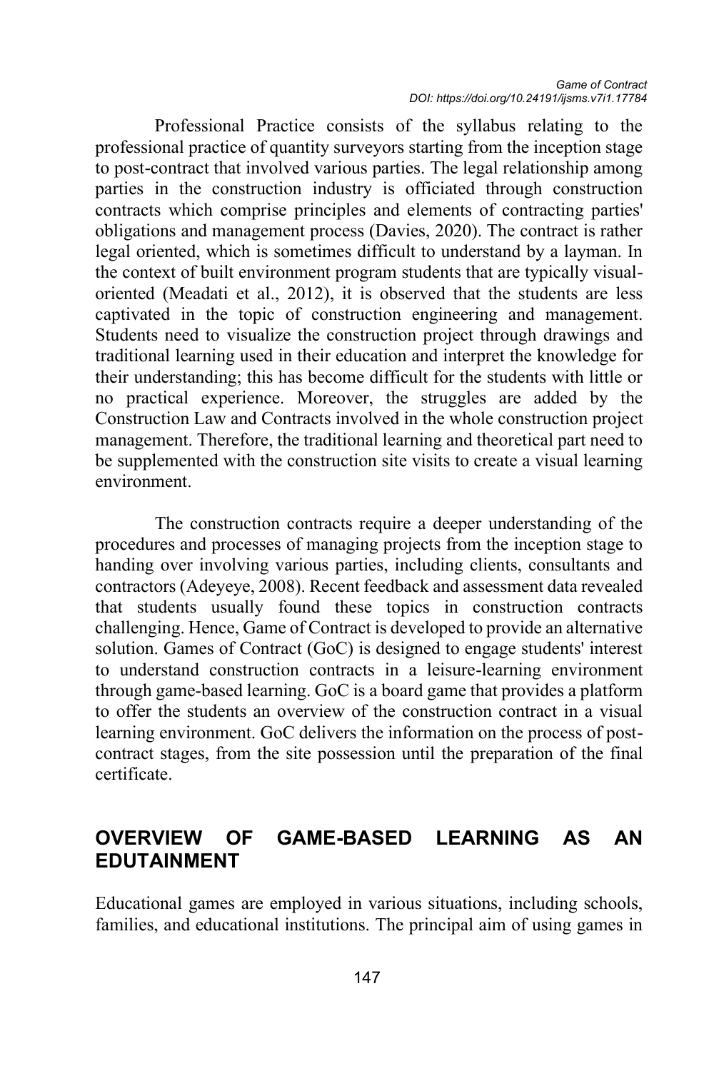Professional Practice consists of the syllabus relating to the professional practice of quantity surveyors starting from the inception stage to post-contract that involved various parties. The legal relationship among parties in the construction industry is officiated through construction contracts which comprise principles and elements of contracting parties' obligations and management process (Davies, 2020). The contract is rather legal oriented, which is sometimes difficult to understand by a layman. In the context of built environment program students that are typically visual-oriented (Meadati et al., 2012), it is observed that the students are less captivated in the topic of construction engineering and management. Students need to visualize the construction project through drawings and traditional learning used in their education and interpret the knowledge for their understanding; this has become difficult for the students with little or no practical experience. Moreover, the struggles are added by the Construction Law and Contracts involved in the whole construction project management. Therefore, the traditional learning and theoretical part need to be supplemented with the construction site visits to create a visual learning environment.

The construction contracts require a deeper understanding of the procedures and processes of managing projects from the inception stage to handing over involving various parties, including clients, consultants and contractors (Adeyeye, 2008). Recent feedback and assessment data revealed that students usually found these topics in construction contracts challenging. Hence, Game of Contract is developed to provide an alternative solution. Games of Contract (GoC) is designed to engage students' interest to understand construction contracts in a leisure-learning environment through game-based learning. GoC is a board game that provides a platform to offer the students an overview of the construction contract in a visual learning environment. GoC delivers the information on the process of post-contract stages, from the site possession until the preparation of the final certificate.

## OVERVIEW OF GAME-BASED LEARNING AS AN EDUTAINMENT

Educational games are employed in various situations, including schools, families, and educational institutions. The principal aim of using games in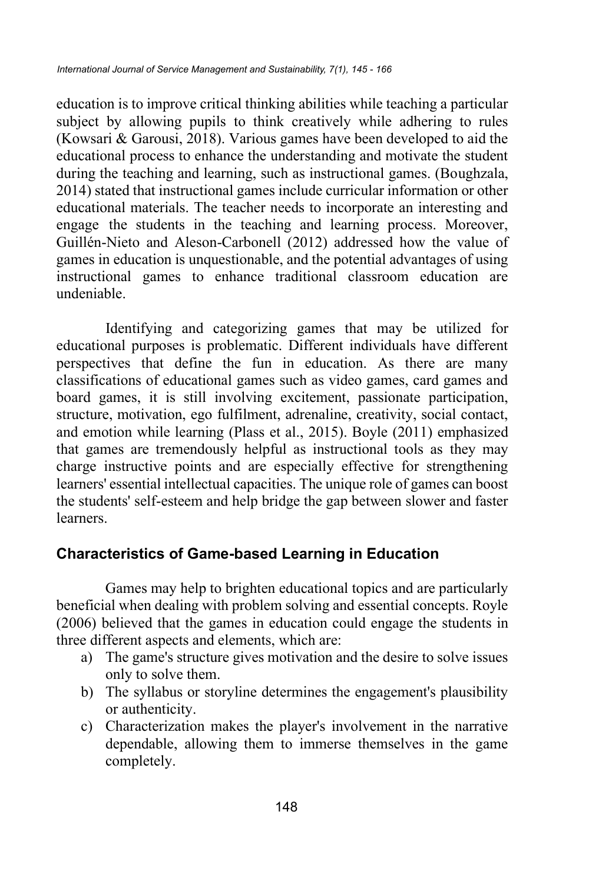education is to improve critical thinking abilities while teaching a particular subject by allowing pupils to think creatively while adhering to rules (Kowsari & Garousi, 2018). Various games have been developed to aid the educational process to enhance the understanding and motivate the student during the teaching and learning, such as instructional games. (Boughzala, 2014) stated that instructional games include curricular information or other educational materials. The teacher needs to incorporate an interesting and engage the students in the teaching and learning process. Moreover, Guillén-Nieto and Aleson-Carbonell (2012) addressed how the value of games in education is unquestionable, and the potential advantages of using instructional games to enhance traditional classroom education are undeniable.

Identifying and categorizing games that may be utilized for educational purposes is problematic. Different individuals have different perspectives that define the fun in education. As there are many classifications of educational games such as video games, card games and board games, it is still involving excitement, passionate participation, structure, motivation, ego fulfilment, adrenaline, creativity, social contact, and emotion while learning (Plass et al., 2015). Boyle (2011) emphasized that games are tremendously helpful as instructional tools as they may charge instructive points and are especially effective for strengthening learners' essential intellectual capacities. The unique role of games can boost the students' self-esteem and help bridge the gap between slower and faster learners.

## Characteristics of Game-based Learning in Education

Games may help to brighten educational topics and are particularly beneficial when dealing with problem solving and essential concepts. Royle (2006) believed that the games in education could engage the students in three different aspects and elements, which are:

a) The game's structure gives motivation and the desire to solve issues only to solve them.
b) The syllabus or storyline determines the engagement's plausibility or authenticity.
c) Characterization makes the player's involvement in the narrative dependable, allowing them to immerse themselves in the game completely.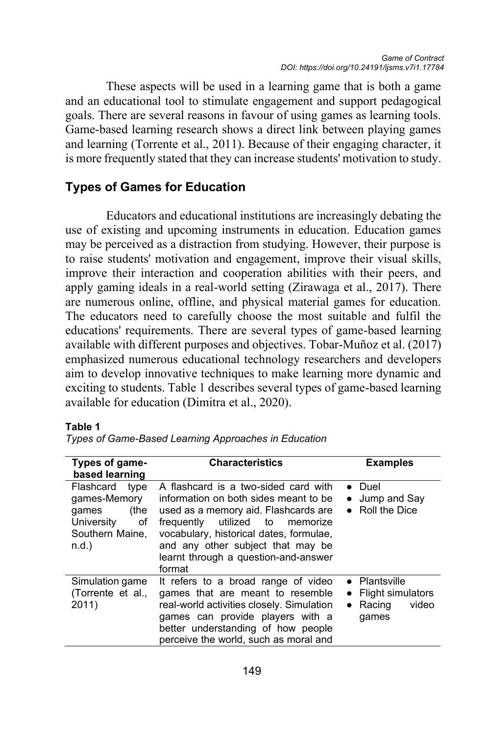These aspects will be used in a learning game that is both a game and an educational tool to stimulate engagement and support pedagogical goals. There are several reasons in favour of using games as learning tools. Game-based learning research shows a direct link between playing games and learning (Torrente et al., 2011). Because of their engaging character, it is more frequently stated that they can increase students' motivation to study.

## Types of Games for Education

Educators and educational institutions are increasingly debating the use of existing and upcoming instruments in education. Education games may be perceived as a distraction from studying. However, their purpose is to raise students' motivation and engagement, improve their visual skills, improve their interaction and cooperation abilities with their peers, and apply gaming ideals in a real-world setting (Zirawaga et al., 2017). There are numerous online, offline, and physical material games for education. The educators need to carefully choose the most suitable and fulfil the educations' requirements. There are several types of game-based learning available with different purposes and objectives. Tobar-Muñoz et al. (2017) emphasized numerous educational technology researchers and developers aim to develop innovative techniques to make learning more dynamic and exciting to students. Table 1 describes several types of game-based learning available for education (Dimitra et al., 2020).

**Table 1**

*Types of Game-Based Learning Approaches in Education*

| Types of game-based learning | Characteristics | Examples |
|---|---|---|
| Flashcard type games-Memory games (the University of Southern Maine, n.d.) | A flashcard is a two-sided card with information on both sides meant to be used as a memory aid. Flashcards are frequently utilized to memorize vocabulary, historical dates, formulae, and any other subject that may be learnt through a question-and-answer format | • Duel<br>• Jump and Say<br>• Roll the Dice |
| Simulation game (Torrente et al., 2011) | It refers to a broad range of video games that are meant to resemble real-world activities closely. Simulation games can provide players with a better understanding of how people perceive the world, such as moral and | • Plantsville<br>• Flight simulators<br>• Racing video games |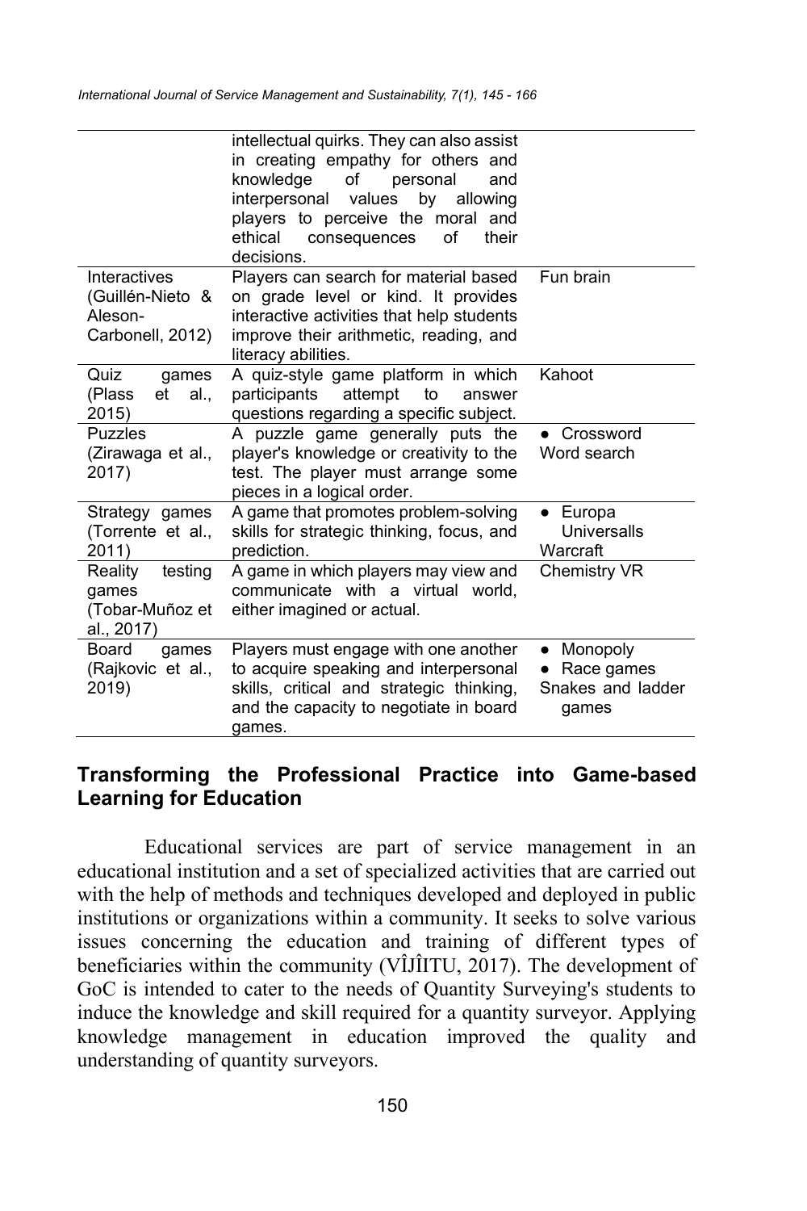| | | |
|---|---|---|
| | intellectual quirks. They can also assist in creating empathy for others and knowledge of personal and interpersonal values by allowing players to perceive the moral and ethical consequences of their decisions. | |
| Interactives (Guillén-Nieto & Aleson-Carbonell, 2012) | Players can search for material based on grade level or kind. It provides interactive activities that help students improve their arithmetic, reading, and literacy abilities. | Fun brain |
| Quiz games (Plass et al., 2015) | A quiz-style game platform in which participants attempt to answer questions regarding a specific subject. | Kahoot |
| Puzzles (Zirawaga et al., 2017) | A puzzle game generally puts the player's knowledge or creativity to the test. The player must arrange some pieces in a logical order. | • Crossword<br>Word search |
| Strategy games (Torrente et al., 2011) | A game that promotes problem-solving skills for strategic thinking, focus, and prediction. | • Europa Universalls<br>Warcraft |
| Reality testing games (Tobar-Muñoz et al., 2017) | A game in which players may view and communicate with a virtual world, either imagined or actual. | Chemistry VR |
| Board games (Rajkovic et al., 2019) | Players must engage with one another to acquire speaking and interpersonal skills, critical and strategic thinking, and the capacity to negotiate in board games. | • Monopoly<br>• Race games<br>Snakes and ladder games |

## Transforming the Professional Practice into Game-based Learning for Education

Educational services are part of service management in an educational institution and a set of specialized activities that are carried out with the help of methods and techniques developed and deployed in public institutions or organizations within a community. It seeks to solve various issues concerning the education and training of different types of beneficiaries within the community (VÎJÎITU, 2017). The development of GoC is intended to cater to the needs of Quantity Surveying's students to induce the knowledge and skill required for a quantity surveyor. Applying knowledge management in education improved the quality and understanding of quantity surveyors.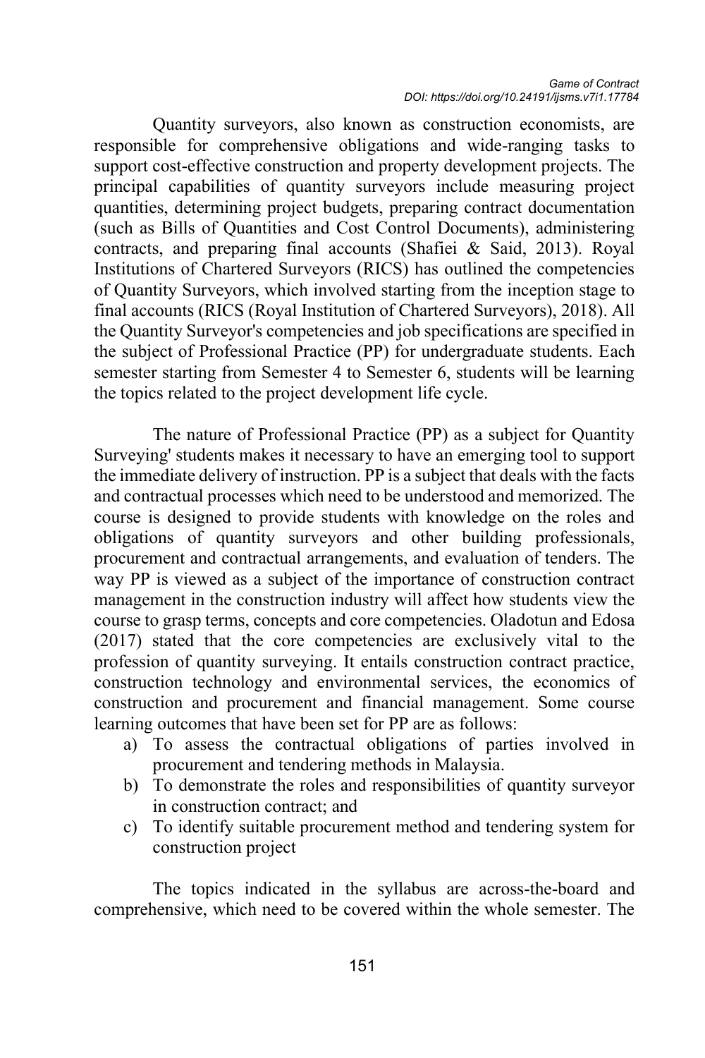Quantity surveyors, also known as construction economists, are responsible for comprehensive obligations and wide-ranging tasks to support cost-effective construction and property development projects. The principal capabilities of quantity surveyors include measuring project quantities, determining project budgets, preparing contract documentation (such as Bills of Quantities and Cost Control Documents), administering contracts, and preparing final accounts (Shafiei & Said, 2013). Royal Institutions of Chartered Surveyors (RICS) has outlined the competencies of Quantity Surveyors, which involved starting from the inception stage to final accounts (RICS (Royal Institution of Chartered Surveyors), 2018). All the Quantity Surveyor's competencies and job specifications are specified in the subject of Professional Practice (PP) for undergraduate students. Each semester starting from Semester 4 to Semester 6, students will be learning the topics related to the project development life cycle.

The nature of Professional Practice (PP) as a subject for Quantity Surveying' students makes it necessary to have an emerging tool to support the immediate delivery of instruction. PP is a subject that deals with the facts and contractual processes which need to be understood and memorized. The course is designed to provide students with knowledge on the roles and obligations of quantity surveyors and other building professionals, procurement and contractual arrangements, and evaluation of tenders. The way PP is viewed as a subject of the importance of construction contract management in the construction industry will affect how students view the course to grasp terms, concepts and core competencies. Oladotun and Edosa (2017) stated that the core competencies are exclusively vital to the profession of quantity surveying. It entails construction contract practice, construction technology and environmental services, the economics of construction and procurement and financial management. Some course learning outcomes that have been set for PP are as follows:

a) To assess the contractual obligations of parties involved in procurement and tendering methods in Malaysia.
b) To demonstrate the roles and responsibilities of quantity surveyor in construction contract; and
c) To identify suitable procurement method and tendering system for construction project

The topics indicated in the syllabus are across-the-board and comprehensive, which need to be covered within the whole semester. The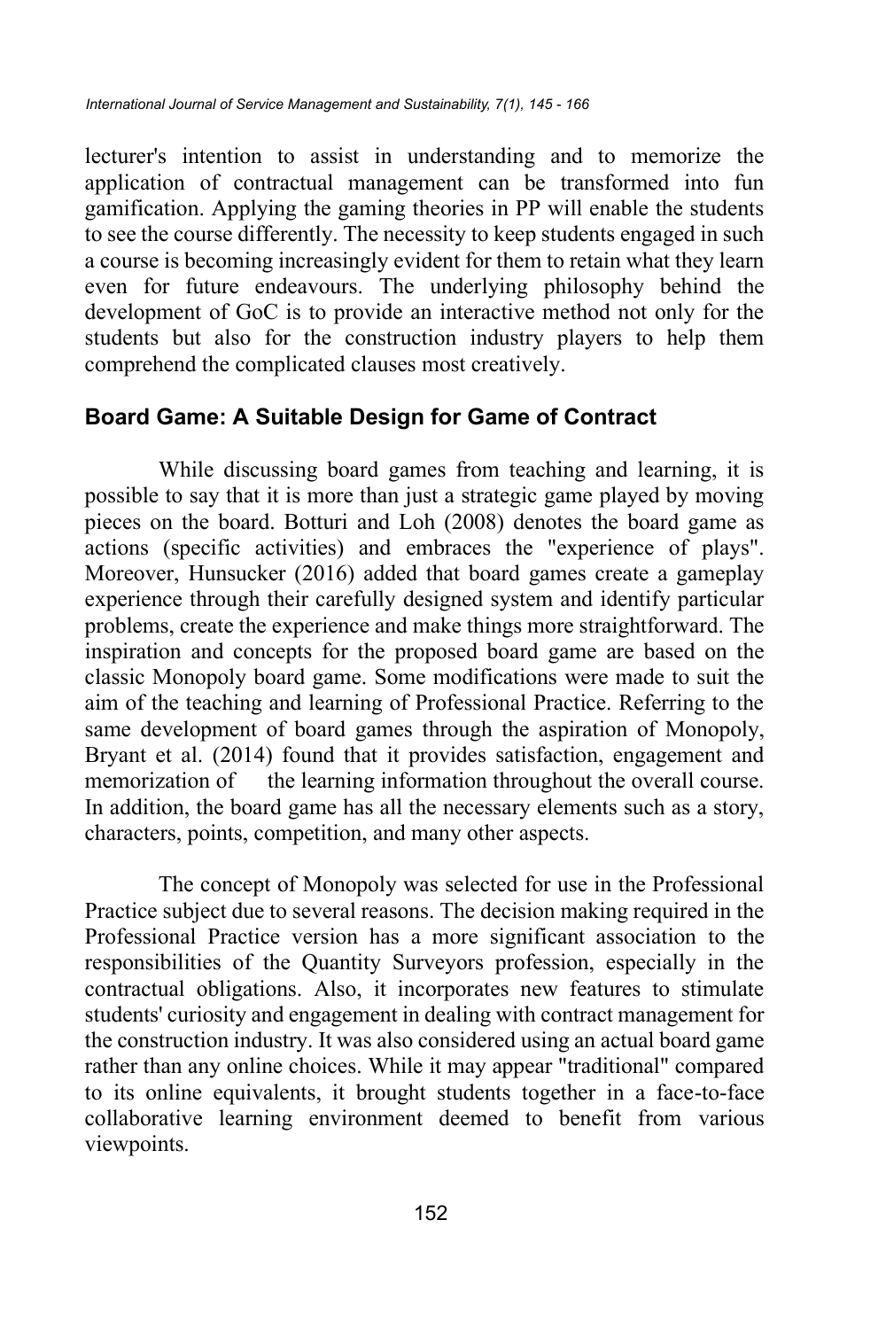lecturer's intention to assist in understanding and to memorize the application of contractual management can be transformed into fun gamification. Applying the gaming theories in PP will enable the students to see the course differently. The necessity to keep students engaged in such a course is becoming increasingly evident for them to retain what they learn even for future endeavours. The underlying philosophy behind the development of GoC is to provide an interactive method not only for the students but also for the construction industry players to help them comprehend the complicated clauses most creatively.

## Board Game: A Suitable Design for Game of Contract

While discussing board games from teaching and learning, it is possible to say that it is more than just a strategic game played by moving pieces on the board. Botturi and Loh (2008) denotes the board game as actions (specific activities) and embraces the "experience of plays". Moreover, Hunsucker (2016) added that board games create a gameplay experience through their carefully designed system and identify particular problems, create the experience and make things more straightforward. The inspiration and concepts for the proposed board game are based on the classic Monopoly board game. Some modifications were made to suit the aim of the teaching and learning of Professional Practice. Referring to the same development of board games through the aspiration of Monopoly, Bryant et al. (2014) found that it provides satisfaction, engagement and memorization of the learning information throughout the overall course. In addition, the board game has all the necessary elements such as a story, characters, points, competition, and many other aspects.

The concept of Monopoly was selected for use in the Professional Practice subject due to several reasons. The decision making required in the Professional Practice version has a more significant association to the responsibilities of the Quantity Surveyors profession, especially in the contractual obligations. Also, it incorporates new features to stimulate students' curiosity and engagement in dealing with contract management for the construction industry. It was also considered using an actual board game rather than any online choices. While it may appear "traditional" compared to its online equivalents, it brought students together in a face-to-face collaborative learning environment deemed to benefit from various viewpoints.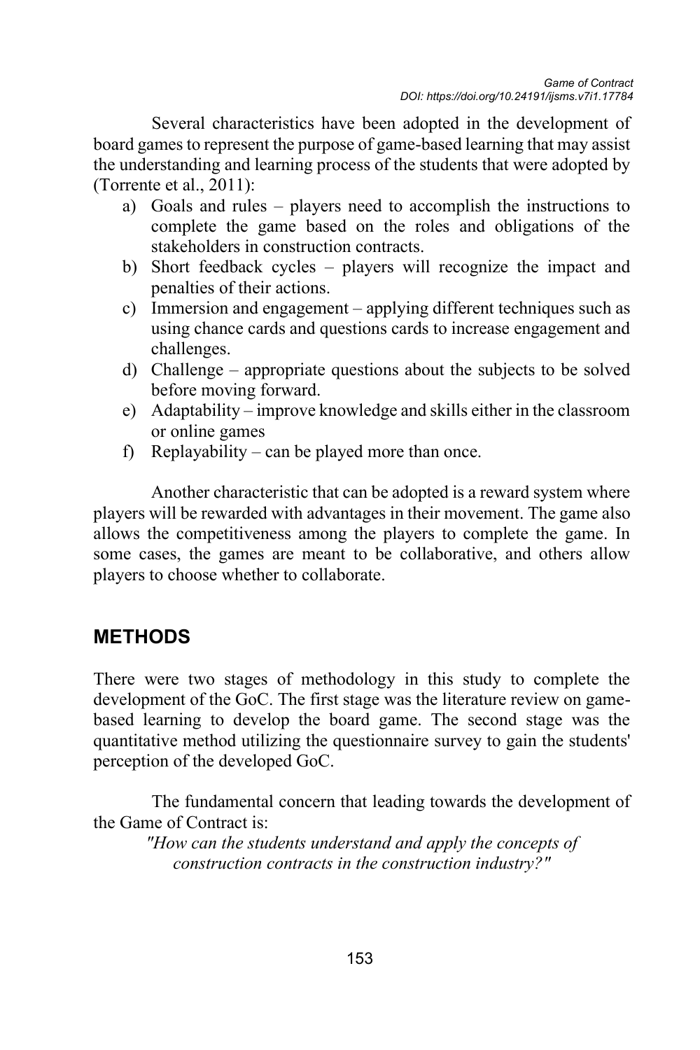Several characteristics have been adopted in the development of board games to represent the purpose of game-based learning that may assist the understanding and learning process of the students that were adopted by (Torrente et al., 2011):

a) Goals and rules – players need to accomplish the instructions to complete the game based on the roles and obligations of the stakeholders in construction contracts.
b) Short feedback cycles – players will recognize the impact and penalties of their actions.
c) Immersion and engagement – applying different techniques such as using chance cards and questions cards to increase engagement and challenges.
d) Challenge – appropriate questions about the subjects to be solved before moving forward.
e) Adaptability – improve knowledge and skills either in the classroom or online games
f) Replayability – can be played more than once.

Another characteristic that can be adopted is a reward system where players will be rewarded with advantages in their movement. The game also allows the competitiveness among the players to complete the game. In some cases, the games are meant to be collaborative, and others allow players to choose whether to collaborate.

## METHODS

There were two stages of methodology in this study to complete the development of the GoC. The first stage was the literature review on game-based learning to develop the board game. The second stage was the quantitative method utilizing the questionnaire survey to gain the students' perception of the developed GoC.

The fundamental concern that leading towards the development of the Game of Contract is:

*"How can the students understand and apply the concepts of construction contracts in the construction industry?"*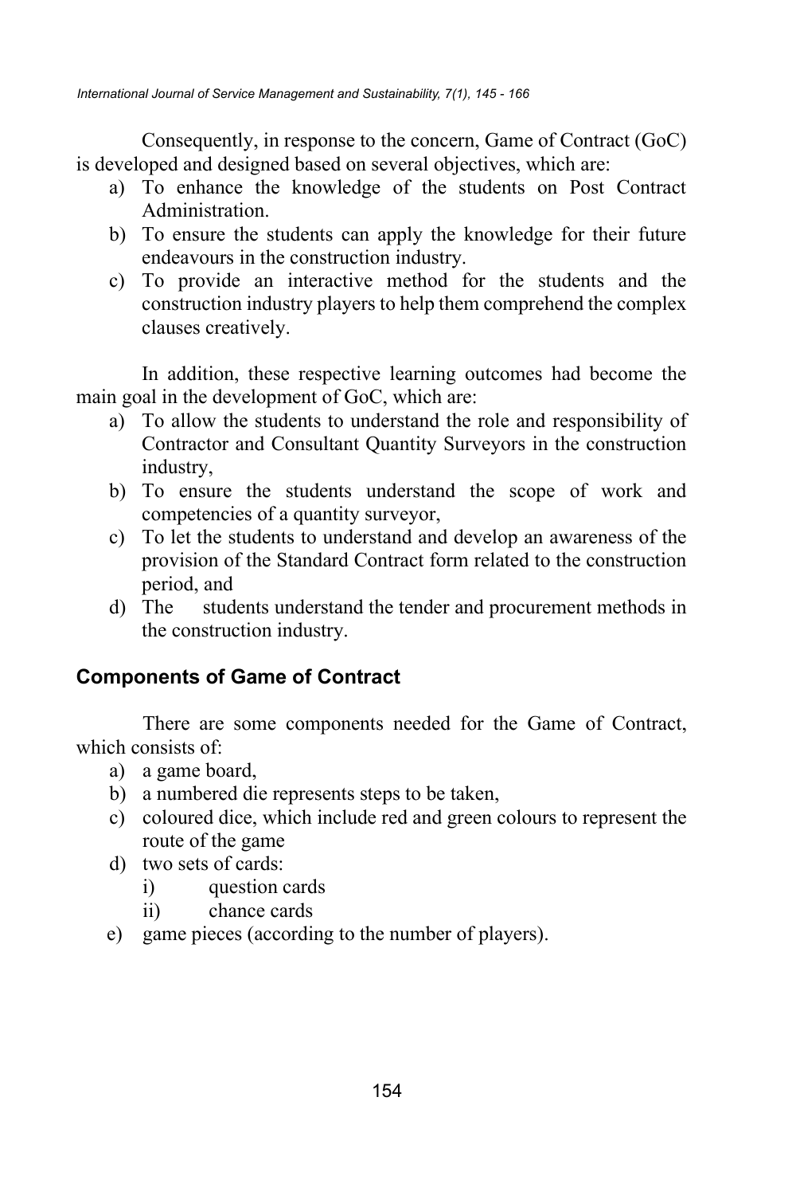Consequently, in response to the concern, Game of Contract (GoC) is developed and designed based on several objectives, which are:

a) To enhance the knowledge of the students on Post Contract Administration.
b) To ensure the students can apply the knowledge for their future endeavours in the construction industry.
c) To provide an interactive method for the students and the construction industry players to help them comprehend the complex clauses creatively.

In addition, these respective learning outcomes had become the main goal in the development of GoC, which are:

a) To allow the students to understand the role and responsibility of Contractor and Consultant Quantity Surveyors in the construction industry,
b) To ensure the students understand the scope of work and competencies of a quantity surveyor,
c) To let the students to understand and develop an awareness of the provision of the Standard Contract form related to the construction period, and
d) The students understand the tender and procurement methods in the construction industry.

## Components of Game of Contract

There are some components needed for the Game of Contract, which consists of:

a) a game board,
b) a numbered die represents steps to be taken,
c) coloured dice, which include red and green colours to represent the route of the game
d) two sets of cards:
   i) question cards
   ii) chance cards
e) game pieces (according to the number of players).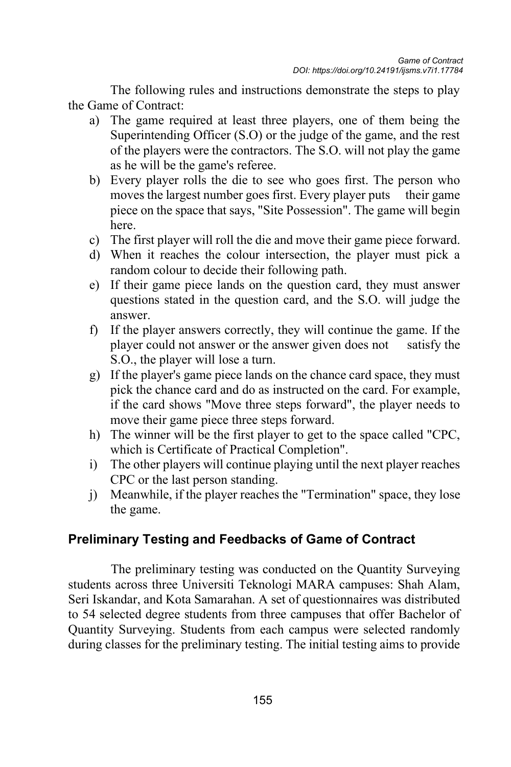The following rules and instructions demonstrate the steps to play the Game of Contract:

a) The game required at least three players, one of them being the Superintending Officer (S.O) or the judge of the game, and the rest of the players were the contractors. The S.O. will not play the game as he will be the game's referee.
b) Every player rolls the die to see who goes first. The person who moves the largest number goes first. Every player puts their game piece on the space that says, "Site Possession". The game will begin here.
c) The first player will roll the die and move their game piece forward.
d) When it reaches the colour intersection, the player must pick a random colour to decide their following path.
e) If their game piece lands on the question card, they must answer questions stated in the question card, and the S.O. will judge the answer.
f) If the player answers correctly, they will continue the game. If the player could not answer or the answer given does not satisfy the S.O., the player will lose a turn.
g) If the player's game piece lands on the chance card space, they must pick the chance card and do as instructed on the card. For example, if the card shows "Move three steps forward", the player needs to move their game piece three steps forward.
h) The winner will be the first player to get to the space called "CPC, which is Certificate of Practical Completion".
i) The other players will continue playing until the next player reaches CPC or the last person standing.
j) Meanwhile, if the player reaches the "Termination" space, they lose the game.

## Preliminary Testing and Feedbacks of Game of Contract

The preliminary testing was conducted on the Quantity Surveying students across three Universiti Teknologi MARA campuses: Shah Alam, Seri Iskandar, and Kota Samarahan. A set of questionnaires was distributed to 54 selected degree students from three campuses that offer Bachelor of Quantity Surveying. Students from each campus were selected randomly during classes for the preliminary testing. The initial testing aims to provide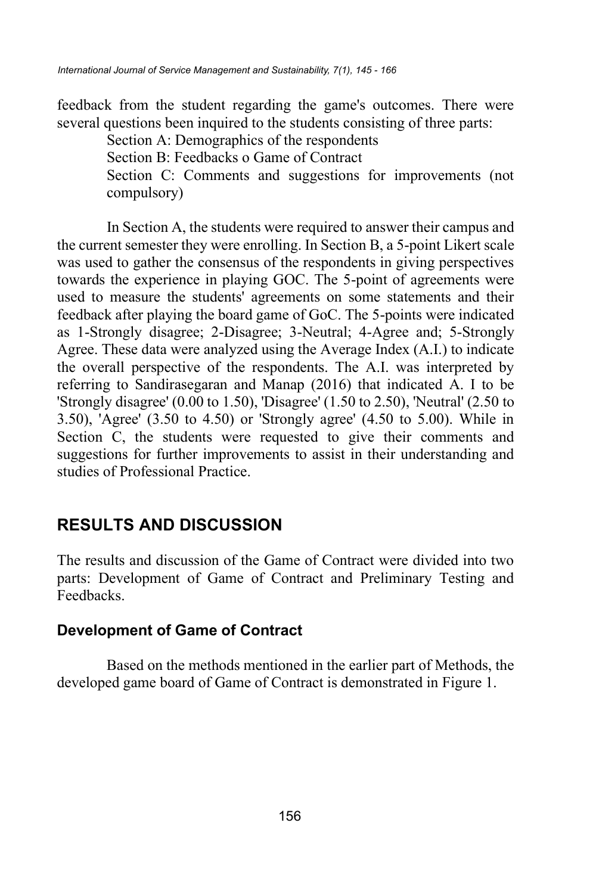feedback from the student regarding the game's outcomes. There were several questions been inquired to the students consisting of three parts:

Section A: Demographics of the respondents

Section B: Feedbacks o Game of Contract

Section C: Comments and suggestions for improvements (not compulsory)

In Section A, the students were required to answer their campus and the current semester they were enrolling. In Section B, a 5-point Likert scale was used to gather the consensus of the respondents in giving perspectives towards the experience in playing GOC. The 5-point of agreements were used to measure the students' agreements on some statements and their feedback after playing the board game of GoC. The 5-points were indicated as 1-Strongly disagree; 2-Disagree; 3-Neutral; 4-Agree and; 5-Strongly Agree. These data were analyzed using the Average Index (A.I.) to indicate the overall perspective of the respondents. The A.I. was interpreted by referring to Sandirasegaran and Manap (2016) that indicated A. I to be 'Strongly disagree' (0.00 to 1.50), 'Disagree' (1.50 to 2.50), 'Neutral' (2.50 to 3.50), 'Agree' (3.50 to 4.50) or 'Strongly agree' (4.50 to 5.00). While in Section C, the students were requested to give their comments and suggestions for further improvements to assist in their understanding and studies of Professional Practice.

## RESULTS AND DISCUSSION

The results and discussion of the Game of Contract were divided into two parts: Development of Game of Contract and Preliminary Testing and Feedbacks.

### Development of Game of Contract

Based on the methods mentioned in the earlier part of Methods, the developed game board of Game of Contract is demonstrated in Figure 1.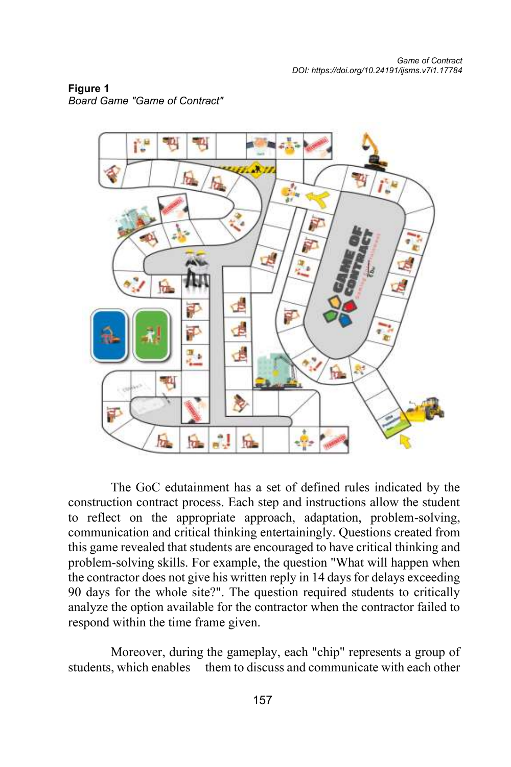**Figure 1**
*Board Game "Game of Contract"*

The GoC edutainment has a set of defined rules indicated by the construction contract process. Each step and instructions allow the student to reflect on the appropriate approach, adaptation, problem-solving, communication and critical thinking entertainingly. Questions created from this game revealed that students are encouraged to have critical thinking and problem-solving skills. For example, the question "What will happen when the contractor does not give his written reply in 14 days for delays exceeding 90 days for the whole site?". The question required students to critically analyze the option available for the contractor when the contractor failed to respond within the time frame given.

Moreover, during the gameplay, each "chip" represents a group of students, which enables them to discuss and communicate with each other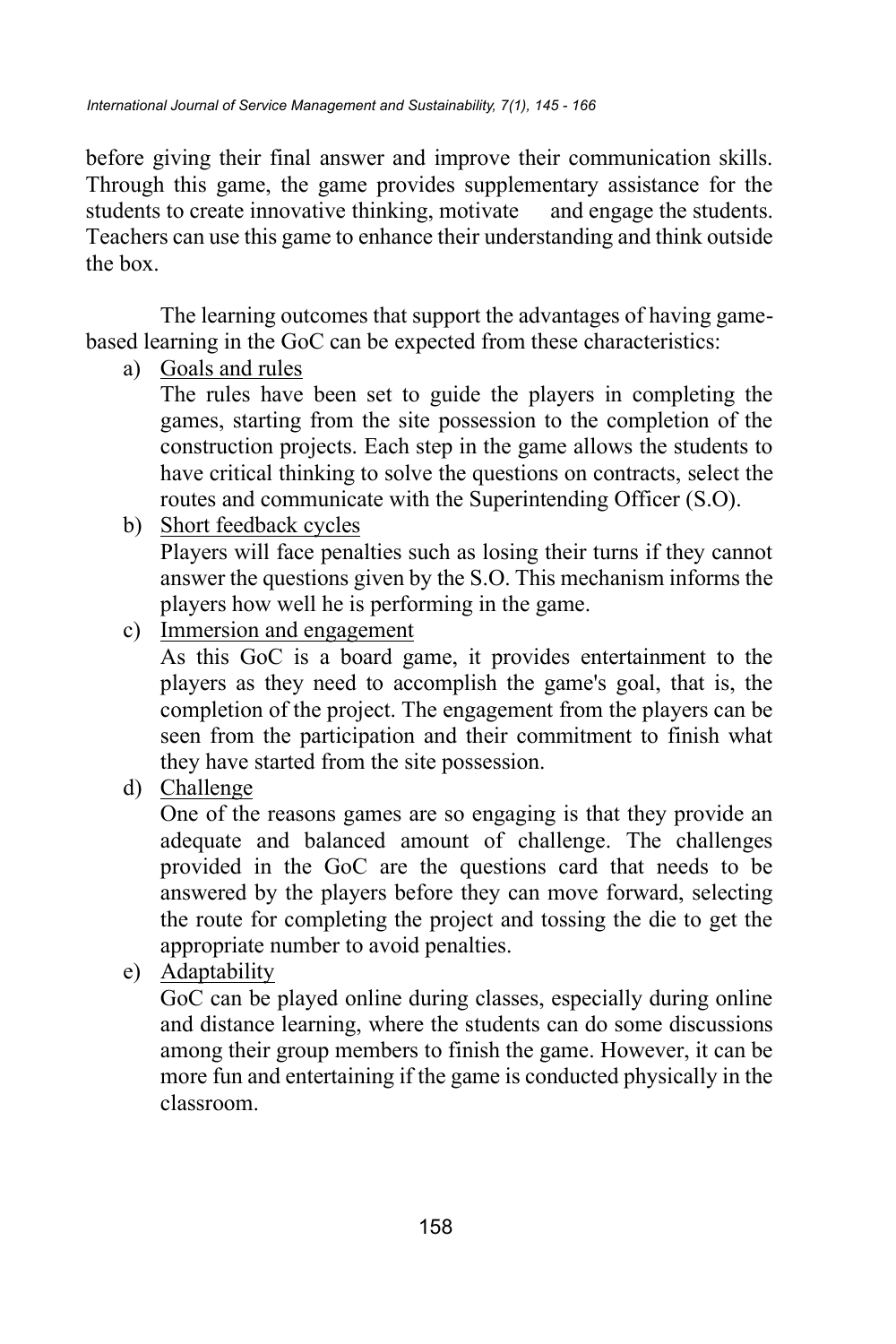before giving their final answer and improve their communication skills. Through this game, the game provides supplementary assistance for the students to create innovative thinking, motivate and engage the students. Teachers can use this game to enhance their understanding and think outside the box.

The learning outcomes that support the advantages of having game-based learning in the GoC can be expected from these characteristics:

a) <u>Goals and rules</u>
   The rules have been set to guide the players in completing the games, starting from the site possession to the completion of the construction projects. Each step in the game allows the students to have critical thinking to solve the questions on contracts, select the routes and communicate with the Superintending Officer (S.O).

b) <u>Short feedback cycles</u>
   Players will face penalties such as losing their turns if they cannot answer the questions given by the S.O. This mechanism informs the players how well he is performing in the game.

c) <u>Immersion and engagement</u>
   As this GoC is a board game, it provides entertainment to the players as they need to accomplish the game's goal, that is, the completion of the project. The engagement from the players can be seen from the participation and their commitment to finish what they have started from the site possession.

d) <u>Challenge</u>
   One of the reasons games are so engaging is that they provide an adequate and balanced amount of challenge. The challenges provided in the GoC are the questions card that needs to be answered by the players before they can move forward, selecting the route for completing the project and tossing the die to get the appropriate number to avoid penalties.

e) <u>Adaptability</u>
   GoC can be played online during classes, especially during online and distance learning, where the students can do some discussions among their group members to finish the game. However, it can be more fun and entertaining if the game is conducted physically in the classroom.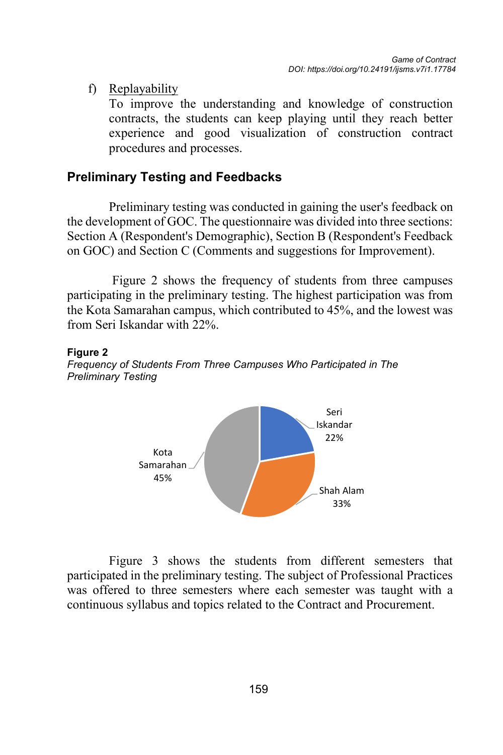f) Replayability
   To improve the understanding and knowledge of construction contracts, the students can keep playing until they reach better experience and good visualization of construction contract procedures and processes.

## Preliminary Testing and Feedbacks

Preliminary testing was conducted in gaining the user's feedback on the development of GOC. The questionnaire was divided into three sections: Section A (Respondent's Demographic), Section B (Respondent's Feedback on GOC) and Section C (Comments and suggestions for Improvement).

Figure 2 shows the frequency of students from three campuses participating in the preliminary testing. The highest participation was from the Kota Samarahan campus, which contributed to 45%, and the lowest was from Seri Iskandar with 22%.

**Figure 2**

*Frequency of Students From Three Campuses Who Participated in The Preliminary Testing*

Seri Iskandar 22%
Shah Alam 33%
Kota Samarahan 45%

Figure 3 shows the students from different semesters that participated in the preliminary testing. The subject of Professional Practices was offered to three semesters where each semester was taught with a continuous syllabus and topics related to the Contract and Procurement.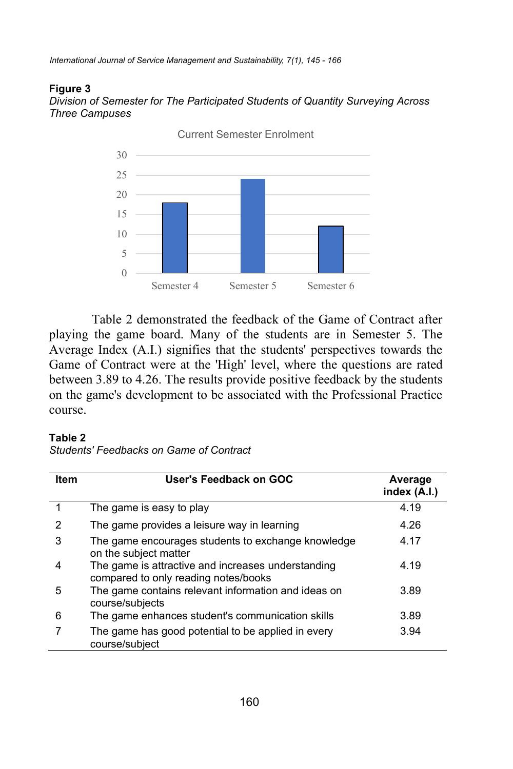**Figure 3**

*Division of Semester for The Participated Students of Quantity Surveying Across Three Campuses*

Table 2 demonstrated the feedback of the Game of Contract after playing the game board. Many of the students are in Semester 5. The Average Index (A.I.) signifies that the students' perspectives towards the Game of Contract were at the 'High' level, where the questions are rated between 3.89 to 4.26. The results provide positive feedback by the students on the game's development to be associated with the Professional Practice course.

**Table 2**

*Students' Feedbacks on Game of Contract*

| Item | User's Feedback on GOC | Average index (A.I.) |
|---|---|---|
| 1 | The game is easy to play | 4.19 |
| 2 | The game provides a leisure way in learning | 4.26 |
| 3 | The game encourages students to exchange knowledge on the subject matter | 4.17 |
| 4 | The game is attractive and increases understanding compared to only reading notes/books | 4.19 |
| 5 | The game contains relevant information and ideas on course/subjects | 3.89 |
| 6 | The game enhances student's communication skills | 3.89 |
| 7 | The game has good potential to be applied in every course/subject | 3.94 |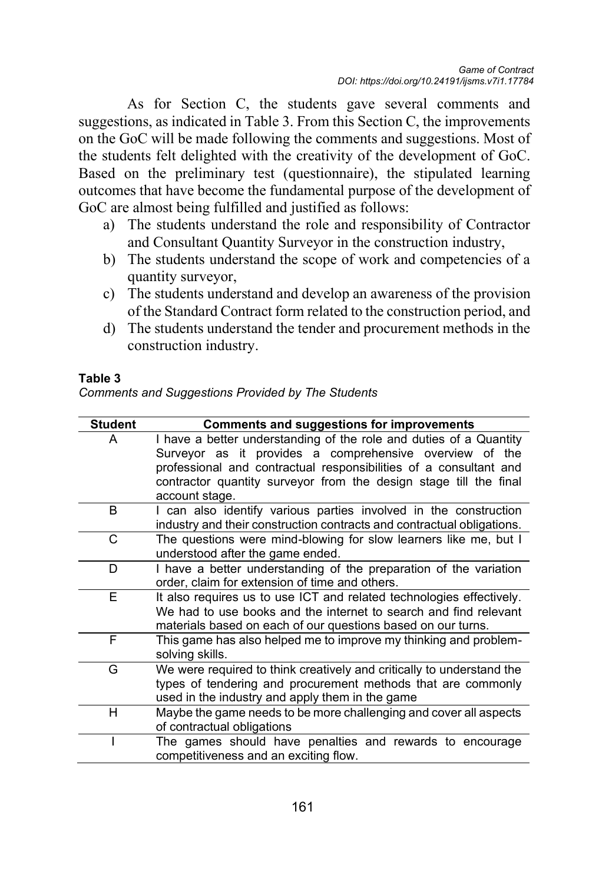As for Section C, the students gave several comments and suggestions, as indicated in Table 3. From this Section C, the improvements on the GoC will be made following the comments and suggestions. Most of the students felt delighted with the creativity of the development of GoC. Based on the preliminary test (questionnaire), the stipulated learning outcomes that have become the fundamental purpose of the development of GoC are almost being fulfilled and justified as follows:

a) The students understand the role and responsibility of Contractor and Consultant Quantity Surveyor in the construction industry,
b) The students understand the scope of work and competencies of a quantity surveyor,
c) The students understand and develop an awareness of the provision of the Standard Contract form related to the construction period, and
d) The students understand the tender and procurement methods in the construction industry.

**Table 3**

*Comments and Suggestions Provided by The Students*

| Student | Comments and suggestions for improvements |
|---|---|
| A | I have a better understanding of the role and duties of a Quantity Surveyor as it provides a comprehensive overview of the professional and contractual responsibilities of a consultant and contractor quantity surveyor from the design stage till the final account stage. |
| B | I can also identify various parties involved in the construction industry and their construction contracts and contractual obligations. |
| C | The questions were mind-blowing for slow learners like me, but I understood after the game ended. |
| D | I have a better understanding of the preparation of the variation order, claim for extension of time and others. |
| E | It also requires us to use ICT and related technologies effectively. We had to use books and the internet to search and find relevant materials based on each of our questions based on our turns. |
| F | This game has also helped me to improve my thinking and problem-solving skills. |
| G | We were required to think creatively and critically to understand the types of tendering and procurement methods that are commonly used in the industry and apply them in the game |
| H | Maybe the game needs to be more challenging and cover all aspects of contractual obligations |
| I | The games should have penalties and rewards to encourage competitiveness and an exciting flow. |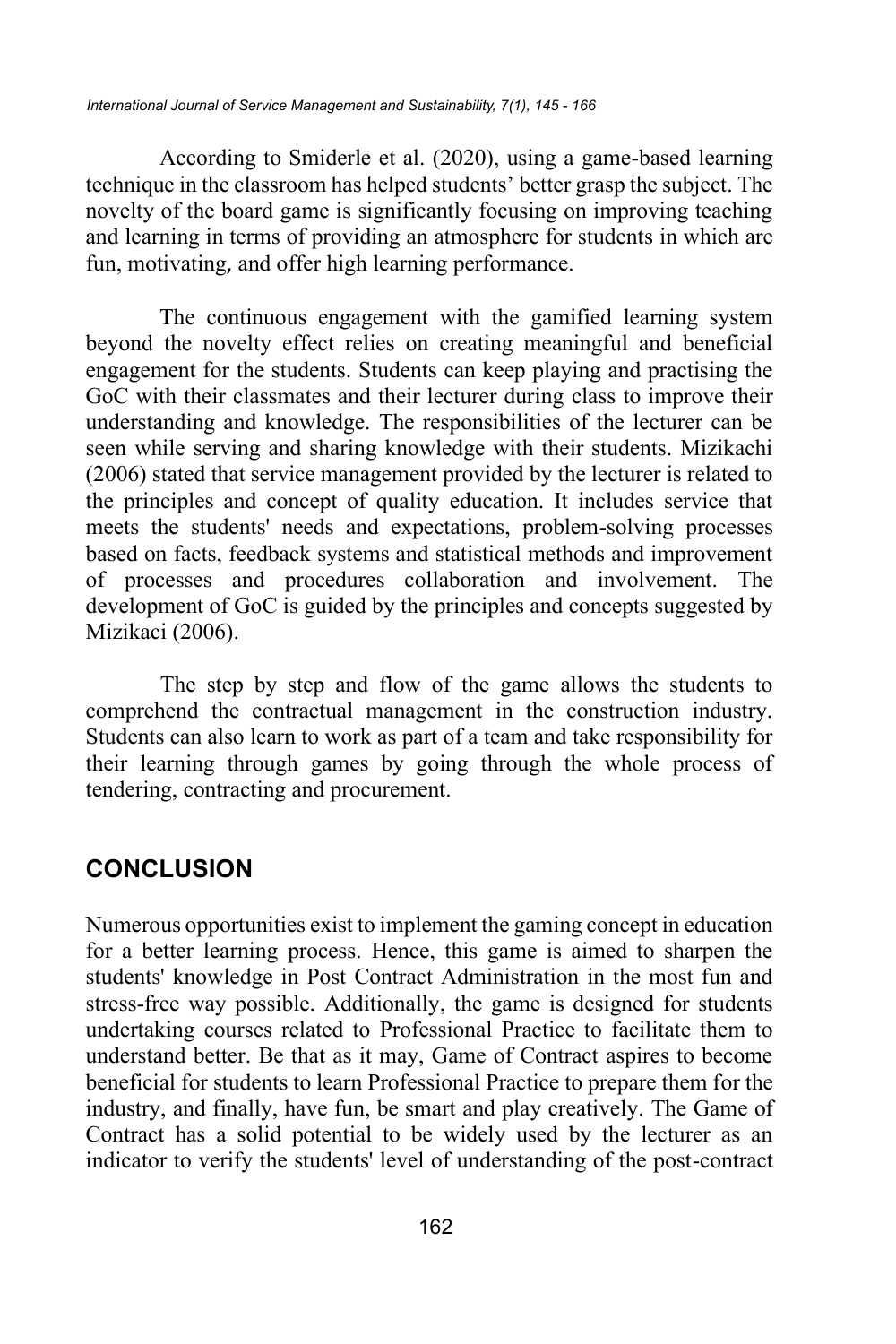According to Smiderle et al. (2020), using a game-based learning technique in the classroom has helped students' better grasp the subject. The novelty of the board game is significantly focusing on improving teaching and learning in terms of providing an atmosphere for students in which are fun, motivating, and offer high learning performance.

The continuous engagement with the gamified learning system beyond the novelty effect relies on creating meaningful and beneficial engagement for the students. Students can keep playing and practising the GoC with their classmates and their lecturer during class to improve their understanding and knowledge. The responsibilities of the lecturer can be seen while serving and sharing knowledge with their students. Mizikachi (2006) stated that service management provided by the lecturer is related to the principles and concept of quality education. It includes service that meets the students' needs and expectations, problem-solving processes based on facts, feedback systems and statistical methods and improvement of processes and procedures collaboration and involvement. The development of GoC is guided by the principles and concepts suggested by Mizikaci (2006).

The step by step and flow of the game allows the students to comprehend the contractual management in the construction industry. Students can also learn to work as part of a team and take responsibility for their learning through games by going through the whole process of tendering, contracting and procurement.

## CONCLUSION

Numerous opportunities exist to implement the gaming concept in education for a better learning process. Hence, this game is aimed to sharpen the students' knowledge in Post Contract Administration in the most fun and stress-free way possible. Additionally, the game is designed for students undertaking courses related to Professional Practice to facilitate them to understand better. Be that as it may, Game of Contract aspires to become beneficial for students to learn Professional Practice to prepare them for the industry, and finally, have fun, be smart and play creatively. The Game of Contract has a solid potential to be widely used by the lecturer as an indicator to verify the students' level of understanding of the post-contract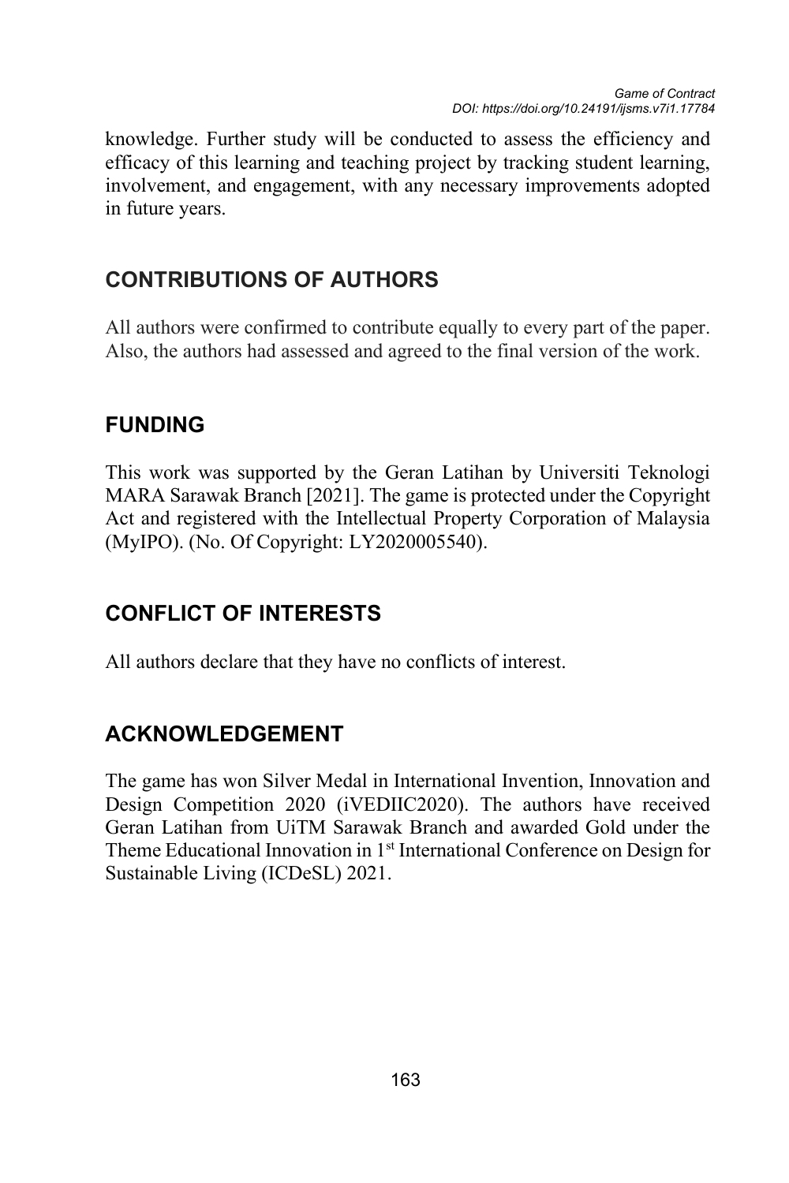knowledge. Further study will be conducted to assess the efficiency and efficacy of this learning and teaching project by tracking student learning, involvement, and engagement, with any necessary improvements adopted in future years.

## CONTRIBUTIONS OF AUTHORS

All authors were confirmed to contribute equally to every part of the paper. Also, the authors had assessed and agreed to the final version of the work.

## FUNDING

This work was supported by the Geran Latihan by Universiti Teknologi MARA Sarawak Branch [2021]. The game is protected under the Copyright Act and registered with the Intellectual Property Corporation of Malaysia (MyIPO). (No. Of Copyright: LY2020005540).

## CONFLICT OF INTERESTS

All authors declare that they have no conflicts of interest.

## ACKNOWLEDGEMENT

The game has won Silver Medal in International Invention, Innovation and Design Competition 2020 (iVEDIIC2020). The authors have received Geran Latihan from UiTM Sarawak Branch and awarded Gold under the Theme Educational Innovation in 1st International Conference on Design for Sustainable Living (ICDeSL) 2021.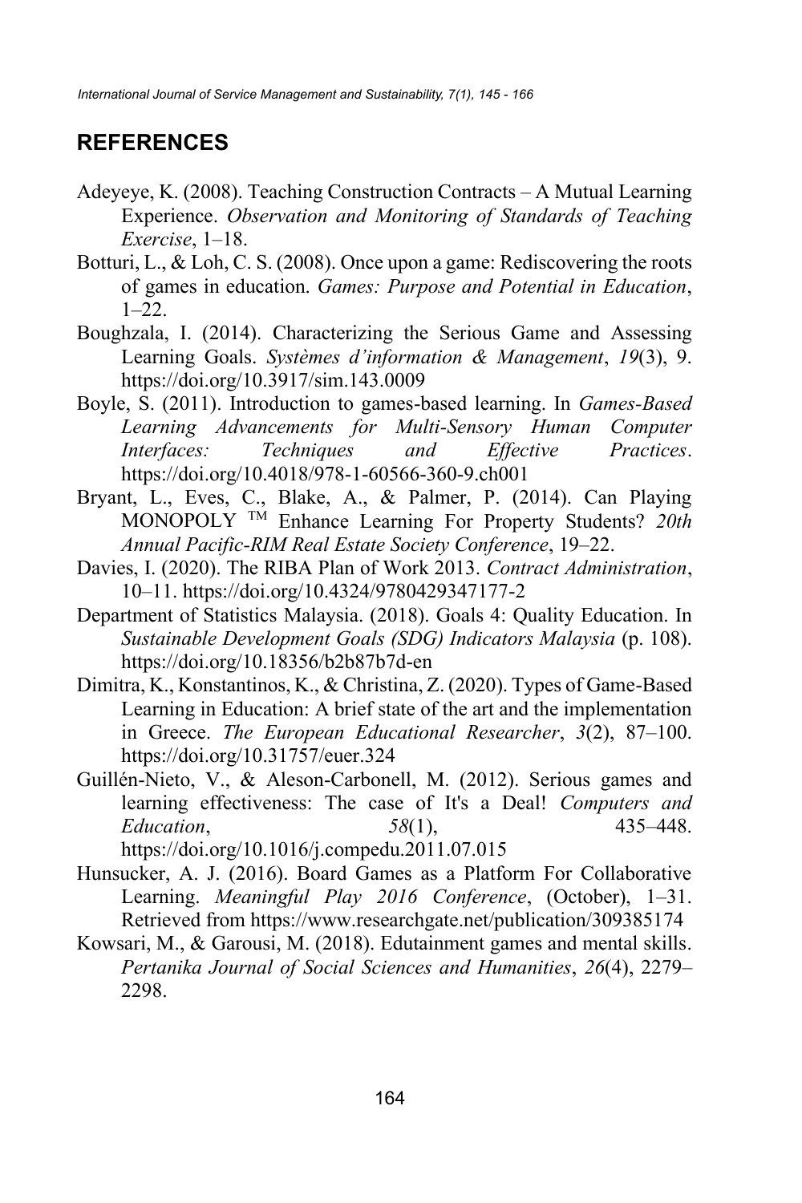## REFERENCES

Adeyeye, K. (2008). Teaching Construction Contracts – A Mutual Learning Experience. *Observation and Monitoring of Standards of Teaching Exercise*, 1–18.

Botturi, L., & Loh, C. S. (2008). Once upon a game: Rediscovering the roots of games in education. *Games: Purpose and Potential in Education*, 1–22.

Boughzala, I. (2014). Characterizing the Serious Game and Assessing Learning Goals. *Systèmes d'information & Management*, *19*(3), 9. https://doi.org/10.3917/sim.143.0009

Boyle, S. (2011). Introduction to games-based learning. In *Games-Based Learning Advancements for Multi-Sensory Human Computer Interfaces: Techniques and Effective Practices*. https://doi.org/10.4018/978-1-60566-360-9.ch001

Bryant, L., Eves, C., Blake, A., & Palmer, P. (2014). Can Playing MONOPOLY TM Enhance Learning For Property Students? *20th Annual Pacific-RIM Real Estate Society Conference*, 19–22.

Davies, I. (2020). The RIBA Plan of Work 2013. *Contract Administration*, 10–11. https://doi.org/10.4324/9780429347177-2

Department of Statistics Malaysia. (2018). Goals 4: Quality Education. In *Sustainable Development Goals (SDG) Indicators Malaysia* (p. 108). https://doi.org/10.18356/b2b87b7d-en

Dimitra, K., Konstantinos, K., & Christina, Z. (2020). Types of Game-Based Learning in Education: A brief state of the art and the implementation in Greece. *The European Educational Researcher*, *3*(2), 87–100. https://doi.org/10.31757/euer.324

Guillén-Nieto, V., & Aleson-Carbonell, M. (2012). Serious games and learning effectiveness: The case of It's a Deal! *Computers and Education*, *58*(1), 435–448. https://doi.org/10.1016/j.compedu.2011.07.015

Hunsucker, A. J. (2016). Board Games as a Platform For Collaborative Learning. *Meaningful Play 2016 Conference*, (October), 1–31. Retrieved from https://www.researchgate.net/publication/309385174

Kowsari, M., & Garousi, M. (2018). Edutainment games and mental skills. *Pertanika Journal of Social Sciences and Humanities*, *26*(4), 2279–2298.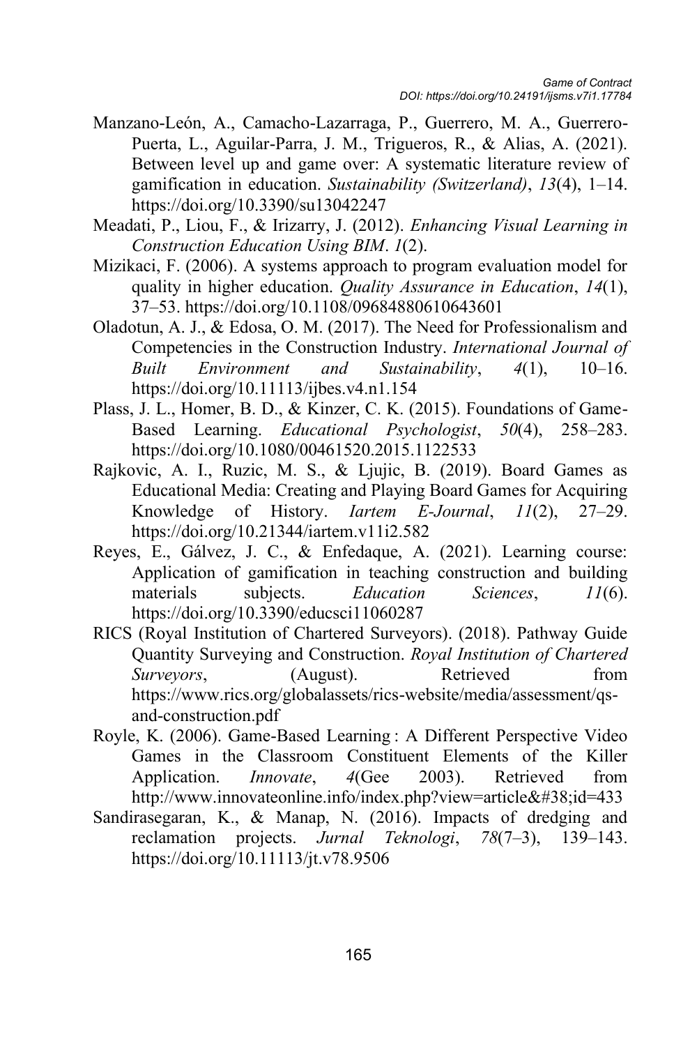Manzano-León, A., Camacho-Lazarraga, P., Guerrero, M. A., Guerrero-Puerta, L., Aguilar-Parra, J. M., Trigueros, R., & Alias, A. (2021). Between level up and game over: A systematic literature review of gamification in education. *Sustainability (Switzerland)*, *13*(4), 1–14. https://doi.org/10.3390/su13042247

Meadati, P., Liou, F., & Irizarry, J. (2012). *Enhancing Visual Learning in Construction Education Using BIM*. *1*(2).

Mizikaci, F. (2006). A systems approach to program evaluation model for quality in higher education. *Quality Assurance in Education*, *14*(1), 37–53. https://doi.org/10.1108/09684880610643601

Oladotun, A. J., & Edosa, O. M. (2017). The Need for Professionalism and Competencies in the Construction Industry. *International Journal of Built Environment and Sustainability*, *4*(1), 10–16. https://doi.org/10.11113/ijbes.v4.n1.154

Plass, J. L., Homer, B. D., & Kinzer, C. K. (2015). Foundations of Game-Based Learning. *Educational Psychologist*, *50*(4), 258–283. https://doi.org/10.1080/00461520.2015.1122533

Rajkovic, A. I., Ruzic, M. S., & Ljujic, B. (2019). Board Games as Educational Media: Creating and Playing Board Games for Acquiring Knowledge of History. *Iartem E-Journal*, *11*(2), 27–29. https://doi.org/10.21344/iartem.v11i2.582

Reyes, E., Gálvez, J. C., & Enfedaque, A. (2021). Learning course: Application of gamification in teaching construction and building materials subjects. *Education Sciences*, *11*(6). https://doi.org/10.3390/educsci11060287

RICS (Royal Institution of Chartered Surveyors). (2018). Pathway Guide Quantity Surveying and Construction. *Royal Institution of Chartered Surveyors*, (August). Retrieved from https://www.rics.org/globalassets/rics-website/media/assessment/qs-and-construction.pdf

Royle, K. (2006). Game-Based Learning : A Different Perspective Video Games in the Classroom Constituent Elements of the Killer Application. *Innovate*, *4*(Gee 2003). Retrieved from http://www.innovateonline.info/index.php?view=article&#38;id=433

Sandirasegaran, K., & Manap, N. (2016). Impacts of dredging and reclamation projects. *Jurnal Teknologi*, *78*(7–3), 139–143. https://doi.org/10.11113/jt.v78.9506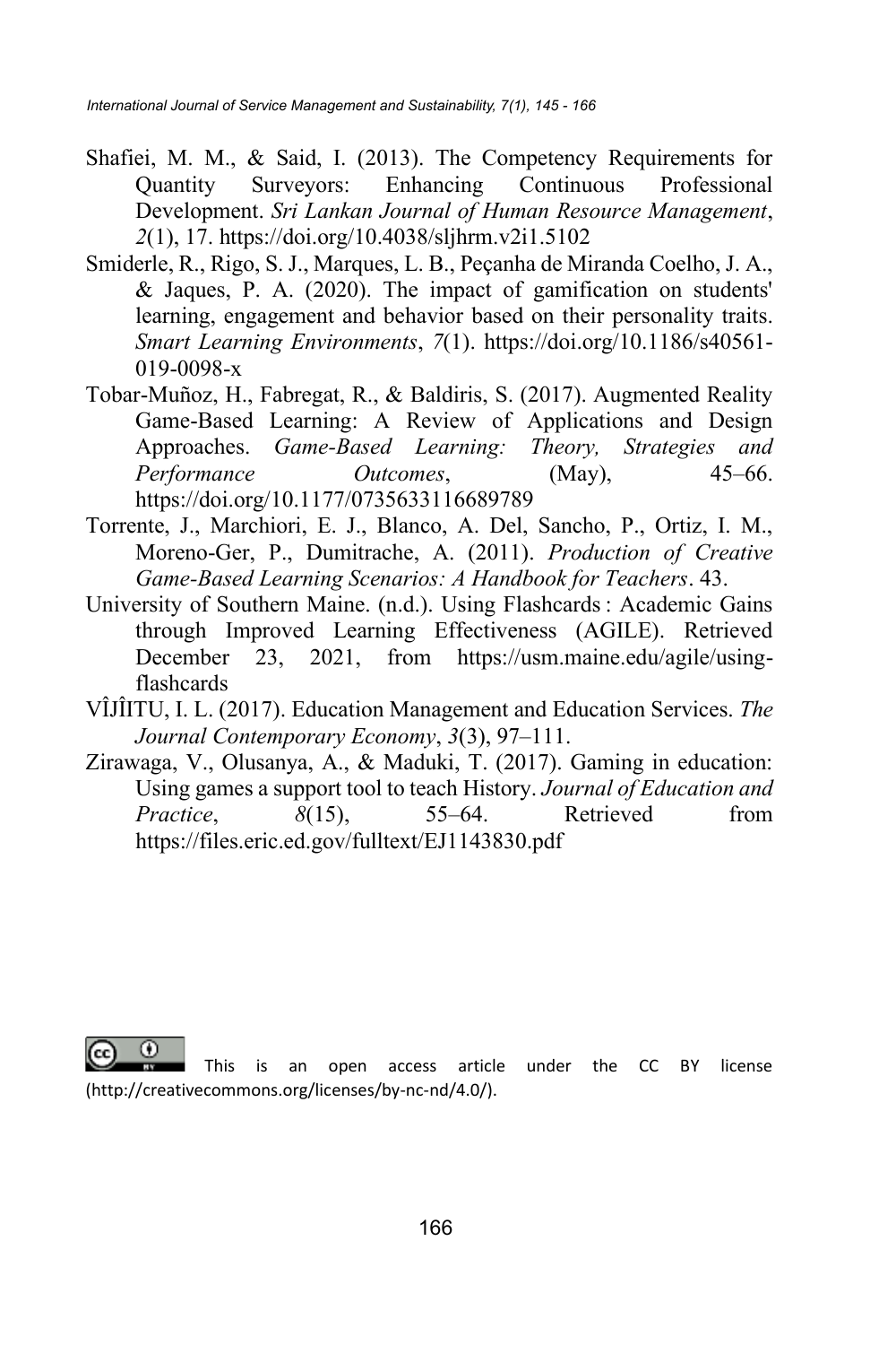Shafiei, M. M., & Said, I. (2013). The Competency Requirements for Quantity Surveyors: Enhancing Continuous Professional Development. *Sri Lankan Journal of Human Resource Management*, *2*(1), 17. https://doi.org/10.4038/sljhrm.v2i1.5102

Smiderle, R., Rigo, S. J., Marques, L. B., Peçanha de Miranda Coelho, J. A., & Jaques, P. A. (2020). The impact of gamification on students' learning, engagement and behavior based on their personality traits. *Smart Learning Environments*, *7*(1). https://doi.org/10.1186/s40561-019-0098-x

Tobar-Muñoz, H., Fabregat, R., & Baldiris, S. (2017). Augmented Reality Game-Based Learning: A Review of Applications and Design Approaches. *Game-Based Learning: Theory, Strategies and Performance Outcomes*, (May), 45–66. https://doi.org/10.1177/0735633116689789

Torrente, J., Marchiori, E. J., Blanco, A. Del, Sancho, P., Ortiz, I. M., Moreno-Ger, P., Dumitrache, A. (2011). *Production of Creative Game-Based Learning Scenarios: A Handbook for Teachers*. 43.

University of Southern Maine. (n.d.). Using Flashcards : Academic Gains through Improved Learning Effectiveness (AGILE). Retrieved December 23, 2021, from https://usm.maine.edu/agile/using-flashcards

VÎJÎITU, I. L. (2017). Education Management and Education Services. *The Journal Contemporary Economy*, *3*(3), 97–111.

Zirawaga, V., Olusanya, A., & Maduki, T. (2017). Gaming in education: Using games a support tool to teach History. *Journal of Education and Practice*, *8*(15), 55–64. Retrieved from https://files.eric.ed.gov/fulltext/EJ1143830.pdf

This is an open access article under the CC BY license (http://creativecommons.org/licenses/by-nc-nd/4.0/).